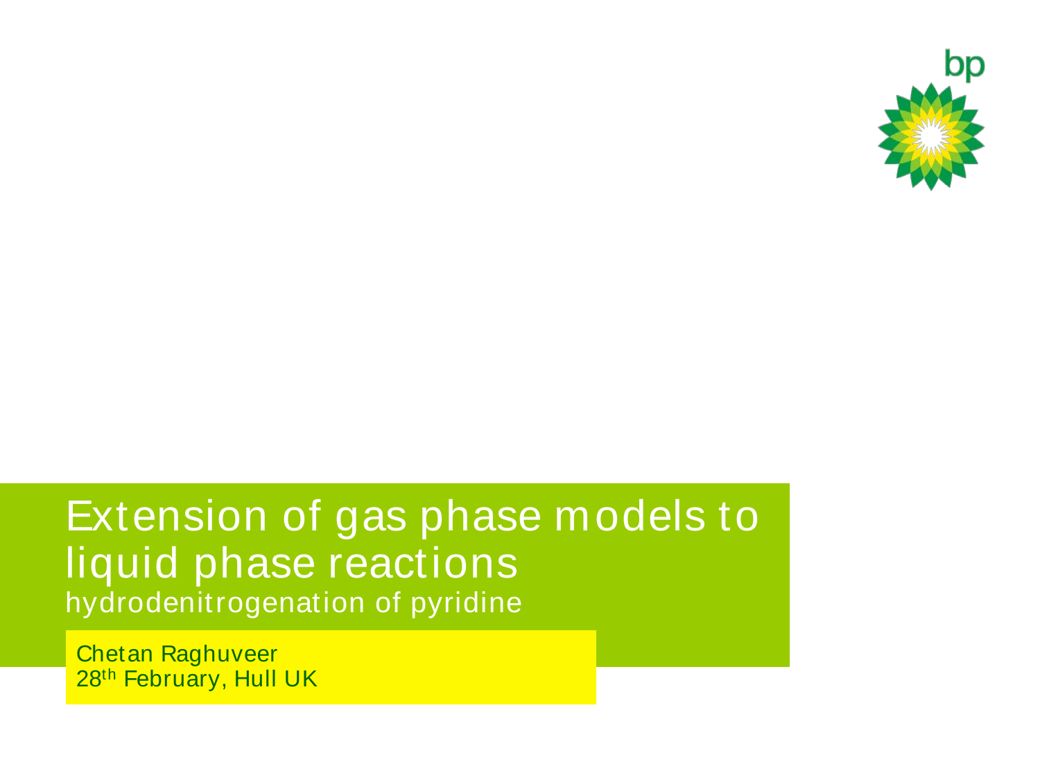# Extension of gas phase models to liquid phase reactions

## hydrodenitrogenation of pyridine

Chetan Raghuveer
28th February, Hull UK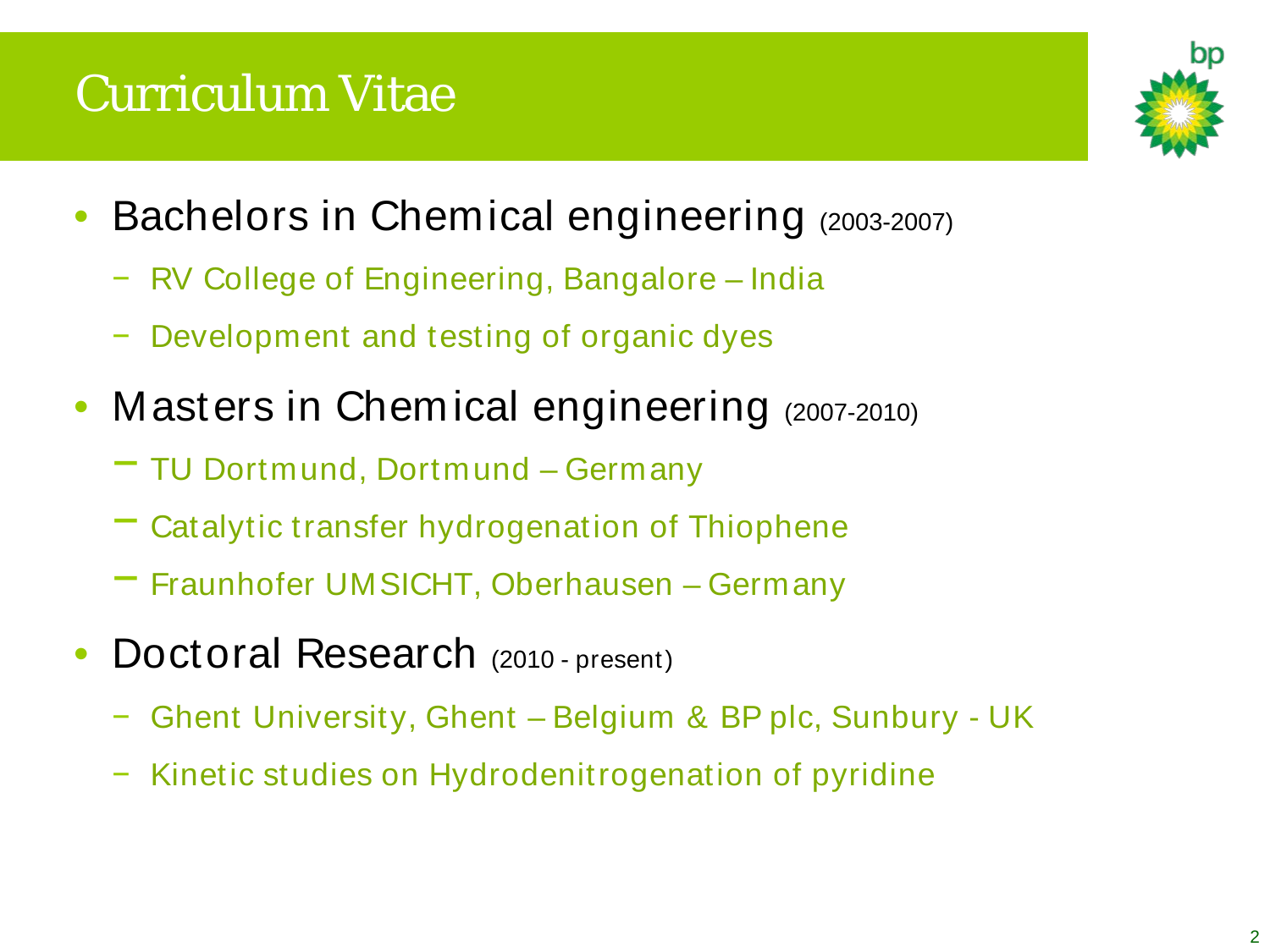# Curriculum Vitae

- Bachelors in Chemical engineering (2003-2007)
  - RV College of Engineering, Bangalore – India
  - Development and testing of organic dyes
- Masters in Chemical engineering (2007-2010)
  - TU Dortmund, Dortmund – Germany
  - Catalytic transfer hydrogenation of Thiophene
  - Fraunhofer UMSICHT, Oberhausen – Germany
- Doctoral Research (2010 - present)
  - Ghent University, Ghent – Belgium & BP plc, Sunbury - UK
  - Kinetic studies on Hydrodenitrogenation of pyridine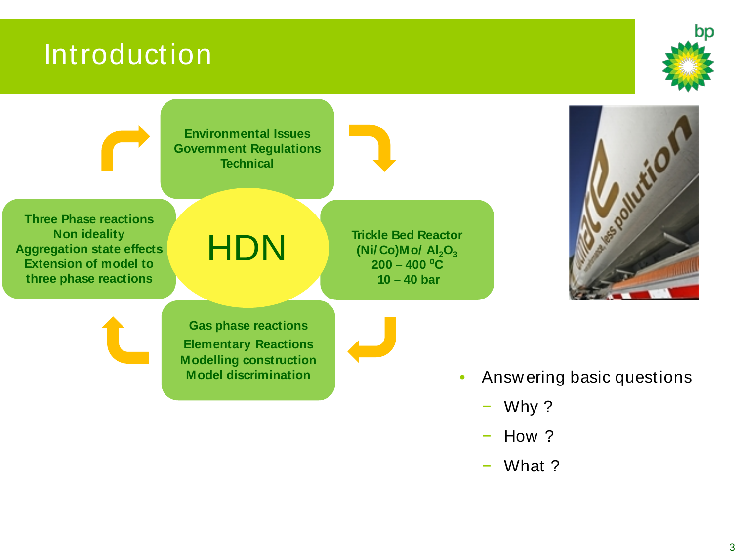# Introduction

**Environmental Issues**
**Government Regulations**
**Technical**

**HDN**

**Trickle Bed Reactor**
**(Ni/Co)Mo/ $Al_2O_3$**
**200 – 400 $^0$C**
**10 – 40 bar**

**Gas phase reactions**
**Elementary Reactions**
**Modelling construction**
**Model discrimination**

**Three Phase reactions**
**Non ideality**
**Aggregation state effects**
**Extension of model to three phase reactions**

- Answering basic questions
  - Why ?
  - How ?
  - What ?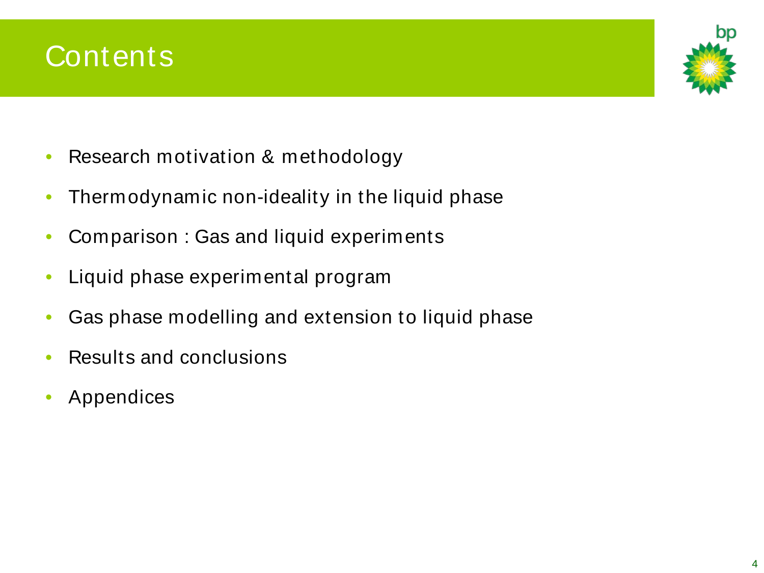# Contents

- Research motivation & methodology
- Thermodynamic non-ideality in the liquid phase
- Comparison : Gas and liquid experiments
- Liquid phase experimental program
- Gas phase modelling and extension to liquid phase
- Results and conclusions
- Appendices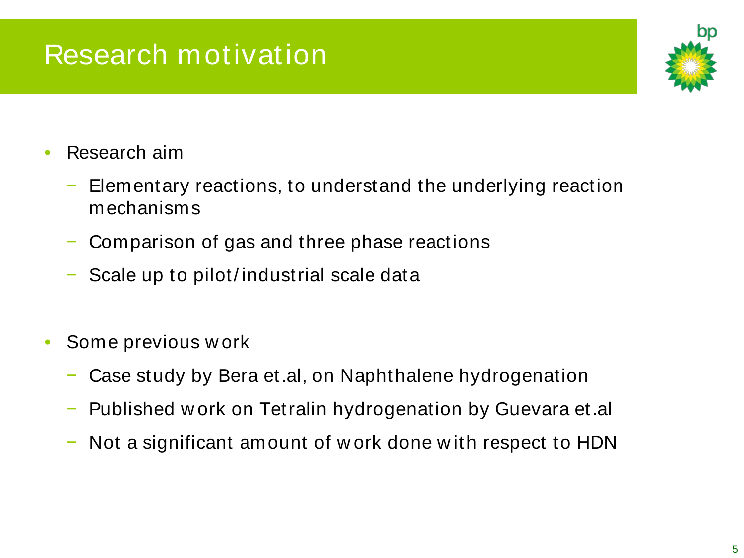# Research motivation

- Research aim
  - Elementary reactions, to understand the underlying reaction mechanisms
  - Comparison of gas and three phase reactions
  - Scale up to pilot/industrial scale data

- Some previous work
  - Case study by Bera et.al, on Naphthalene hydrogenation
  - Published work on Tetralin hydrogenation by Guevara et.al
  - Not a significant amount of work done with respect to HDN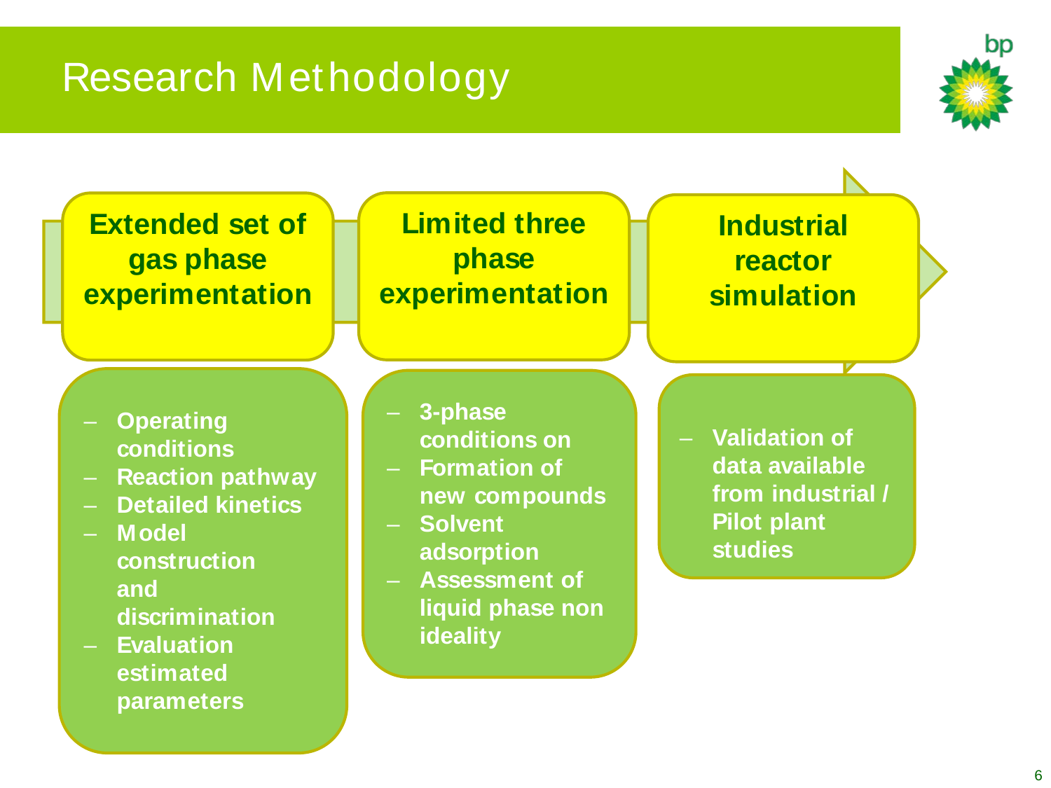# Research Methodology

## Extended set of gas phase experimentation

- Operating conditions
- Reaction pathway
- Detailed kinetics
- Model construction and discrimination
- Evaluation estimated parameters

## Limited three phase experimentation

- 3-phase conditions on
- Formation of new compounds
- Solvent adsorption
- Assessment of liquid phase non ideality

## Industrial reactor simulation

- Validation of data available from industrial / Pilot plant studies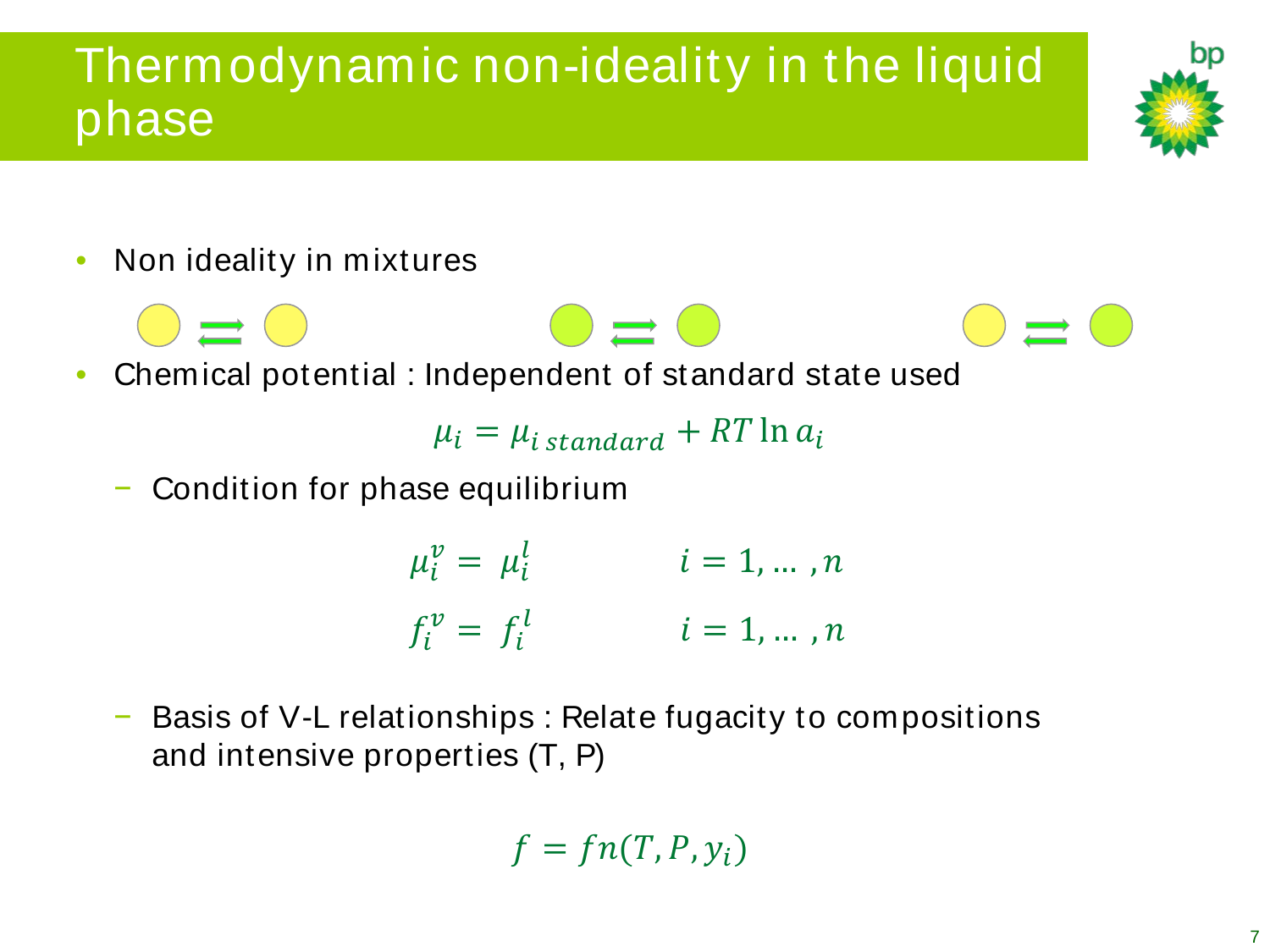# Thermodynamic non-ideality in the liquid phase

- Non ideality in mixtures
- Chemical potential : Independent of standard state used

$$\mu_i = \mu_{i\,standard} + RT \ln a_i$$

  - Condition for phase equilibrium

$$\mu_i^v = \mu_i^l \qquad i = 1, \ldots, n$$

$$f_i^v = f_i^l \qquad i = 1, \ldots, n$$

  - Basis of V-L relationships : Relate fugacity to compositions and intensive properties (T, P)

$$f = fn(T, P, y_i)$$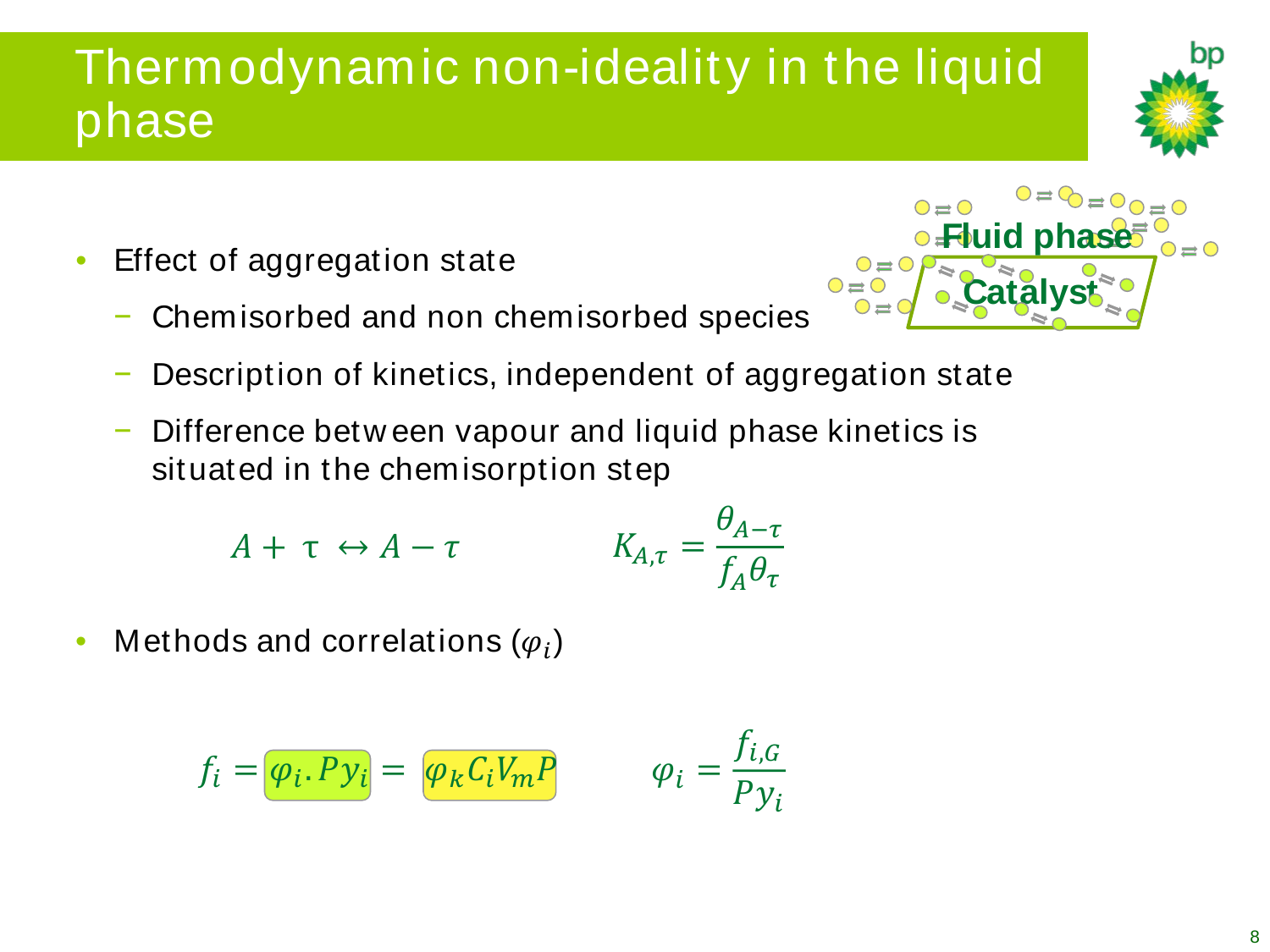# Thermodynamic non-ideality in the liquid phase

- Effect of aggregation state
  - Chemisorbed and non chemisorbed species
  - Description of kinetics, independent of aggregation state
  - Difference between vapour and liquid phase kinetics is situated in the chemisorption step

$$A + \tau \leftrightarrow A - \tau \qquad K_{A,\tau} = \frac{\theta_{A-\tau}}{f_A \theta_\tau}$$

- Methods and correlations ($\varphi_i$)

$$f_i = \varphi_i . P y_i = \varphi_k C_i V_m P \qquad \varphi_i = \frac{f_{i,G}}{P y_i}$$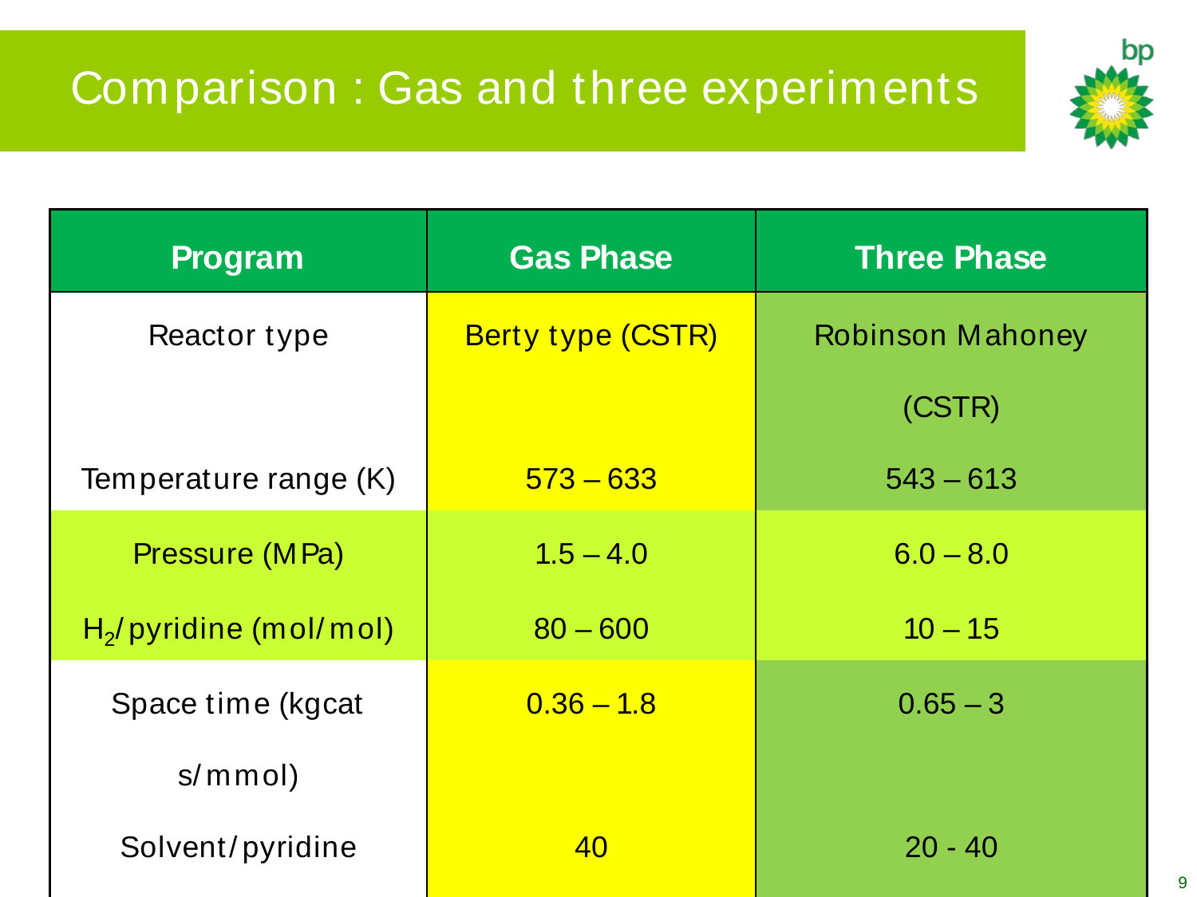# Comparison : Gas and three experiments

| Program | Gas Phase | Three Phase |
|---|---|---|
| Reactor type | Berty type (CSTR) | Robinson Mahoney (CSTR) |
| Temperature range (K) | 573 – 633 | 543 – 613 |
| Pressure (MPa) | 1.5 – 4.0 | 6.0 – 8.0 |
| $H_2$/pyridine (mol/mol) | 80 – 600 | 10 – 15 |
| Space time (kgcat s/mmol) | 0.36 – 1.8 | 0.65 – 3 |
| Solvent/pyridine | 40 | 20 - 40 |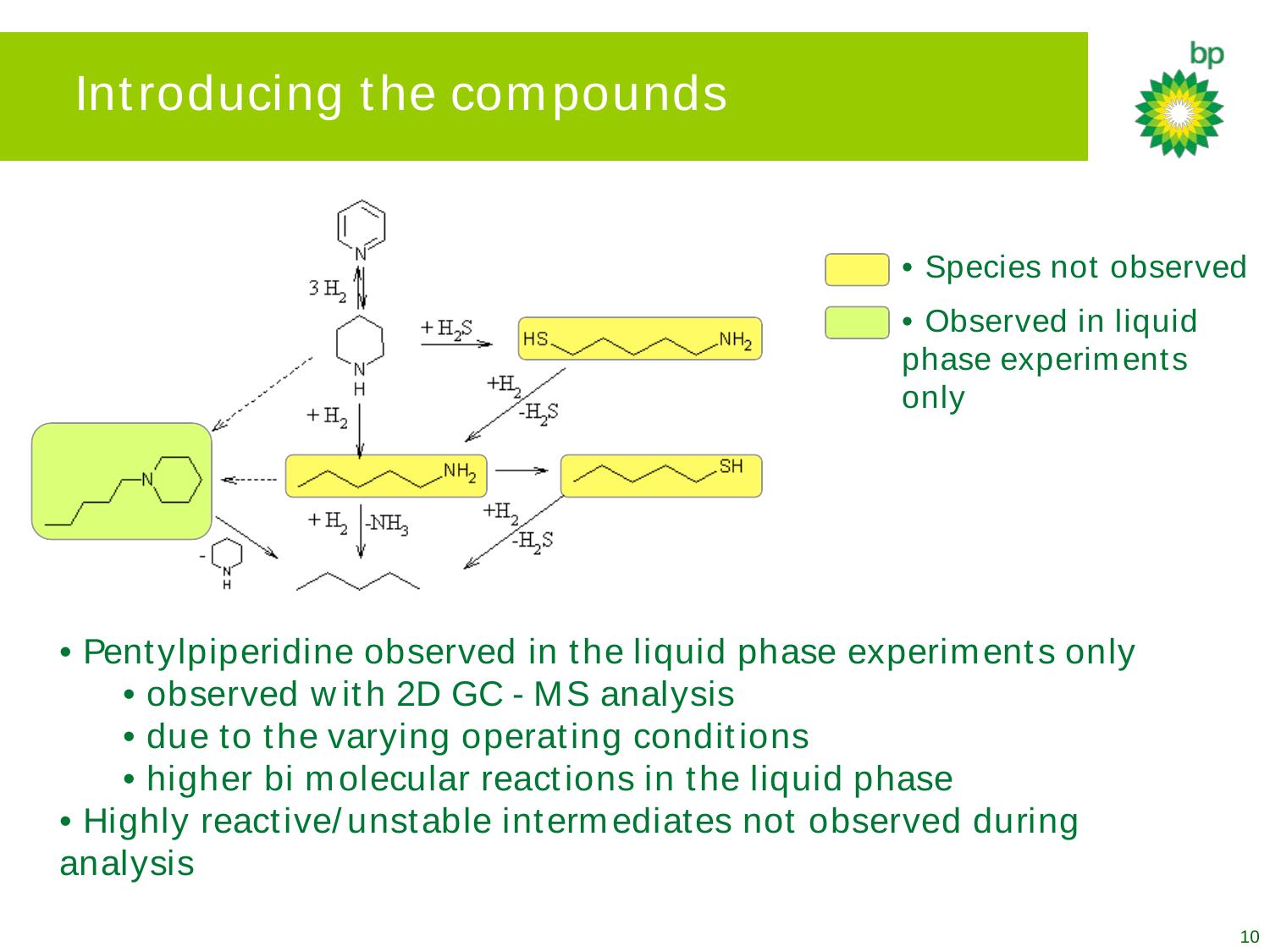# Introducing the compounds

- Species not observed
- Observed in liquid phase experiments only

- Pentylpiperidine observed in the liquid phase experiments only
  - observed with 2D GC - MS analysis
  - due to the varying operating conditions
  - higher bi molecular reactions in the liquid phase
- Highly reactive/unstable intermediates not observed during analysis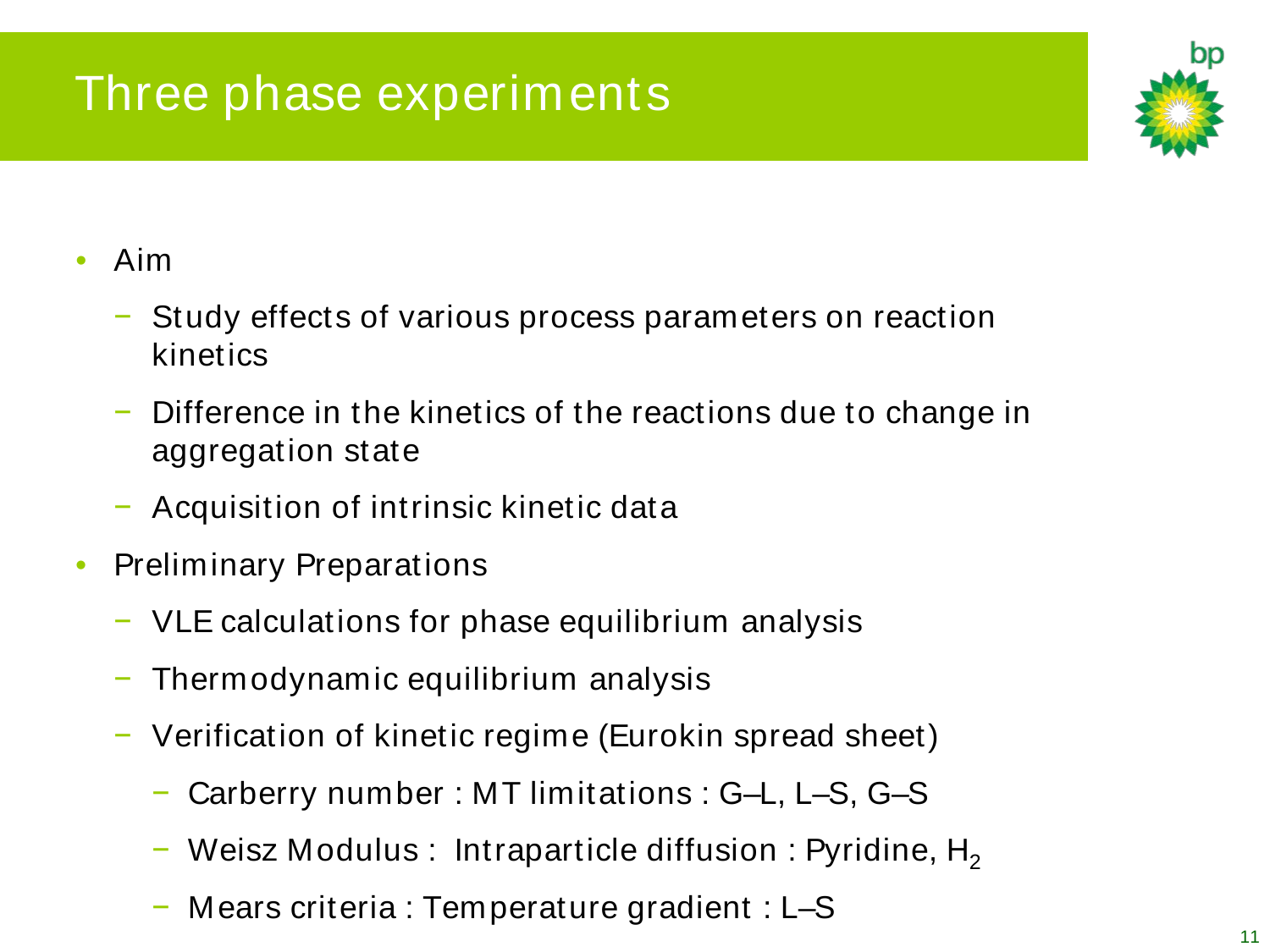# Three phase experiments

- Aim
  - Study effects of various process parameters on reaction kinetics
  - Difference in the kinetics of the reactions due to change in aggregation state
  - Acquisition of intrinsic kinetic data
- Preliminary Preparations
  - VLE calculations for phase equilibrium analysis
  - Thermodynamic equilibrium analysis
  - Verification of kinetic regime (Eurokin spread sheet)
    - Carberry number : MT limitations : G–L, L–S, G–S
    - Weisz Modulus : Intraparticle diffusion : Pyridine, $H_2$
    - Mears criteria : Temperature gradient : L–S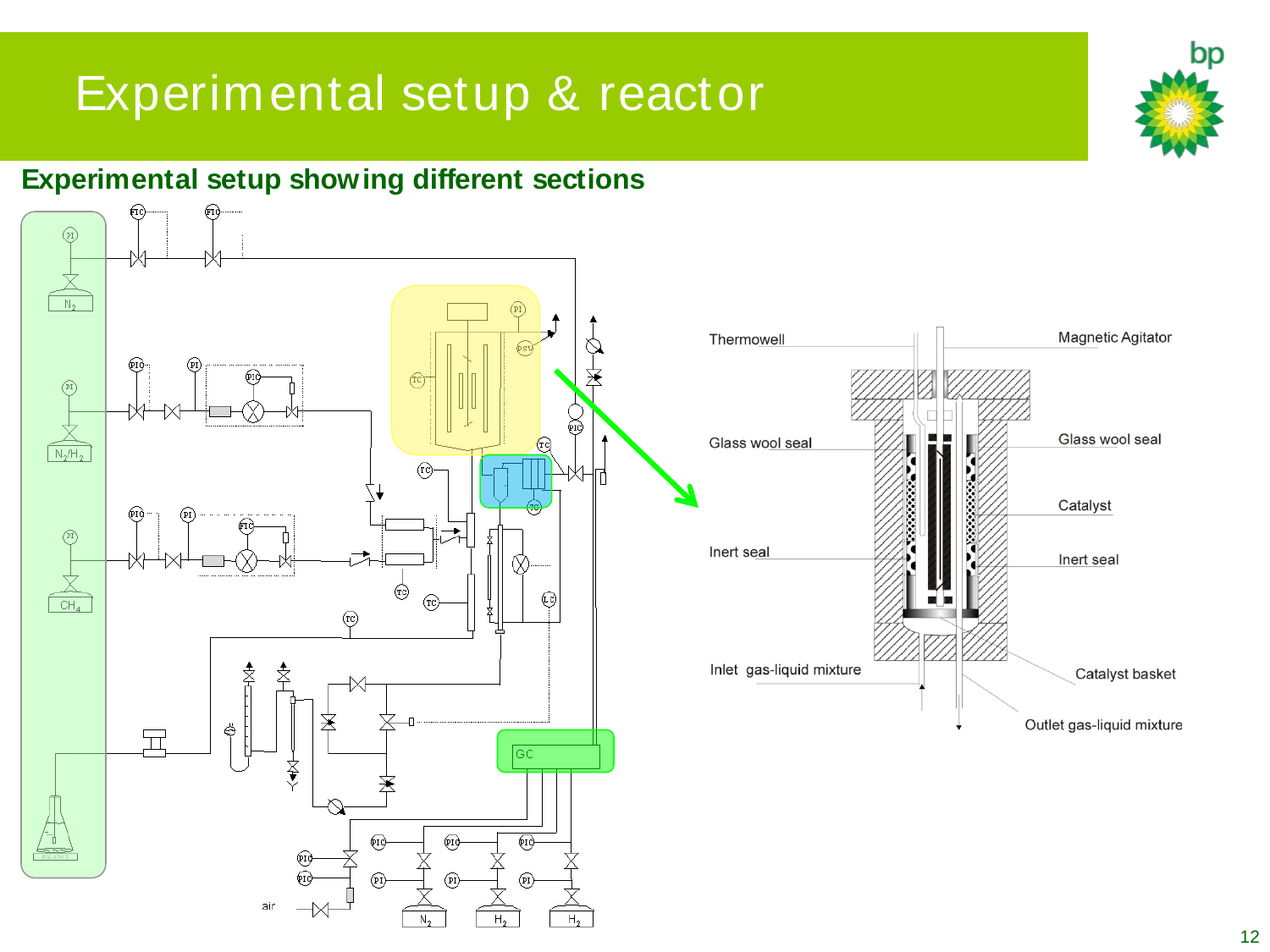# Experimental setup & reactor

## Experimental setup showing different sections

Thermowell

Magnetic Agitator

Glass wool seal

Glass wool seal

Catalyst

Inert seal

Inert seal

Inlet gas-liquid mixture

Catalyst basket

Outlet gas-liquid mixture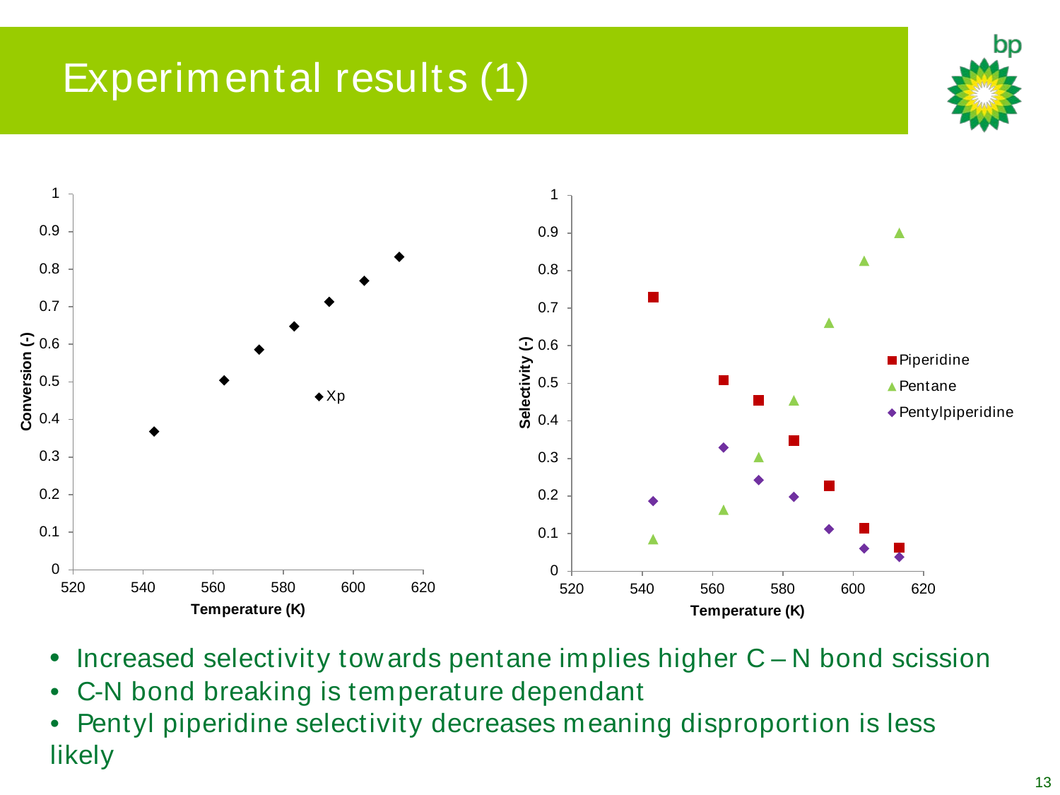# Experimental results (1)

- Increased selectivity towards pentane implies higher C – N bond scission
- C-N bond breaking is temperature dependant
- Pentyl piperidine selectivity decreases meaning disproportion is less likely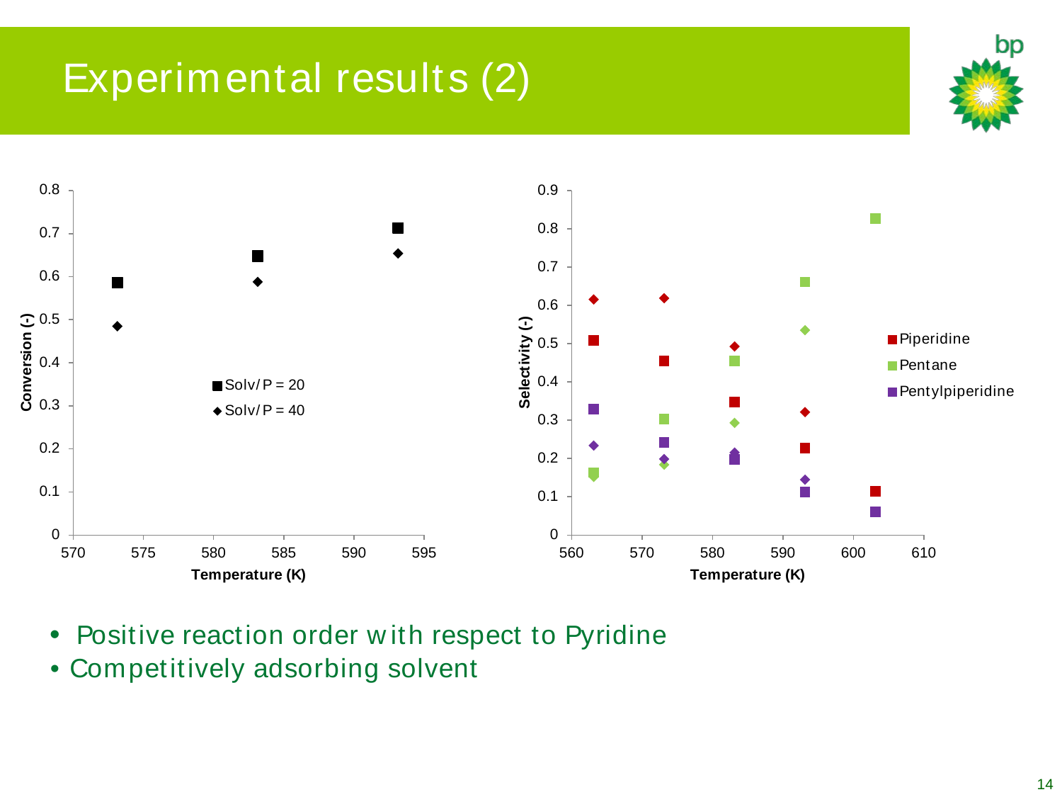# Experimental results (2)

- Positive reaction order with respect to Pyridine
- Competitively adsorbing solvent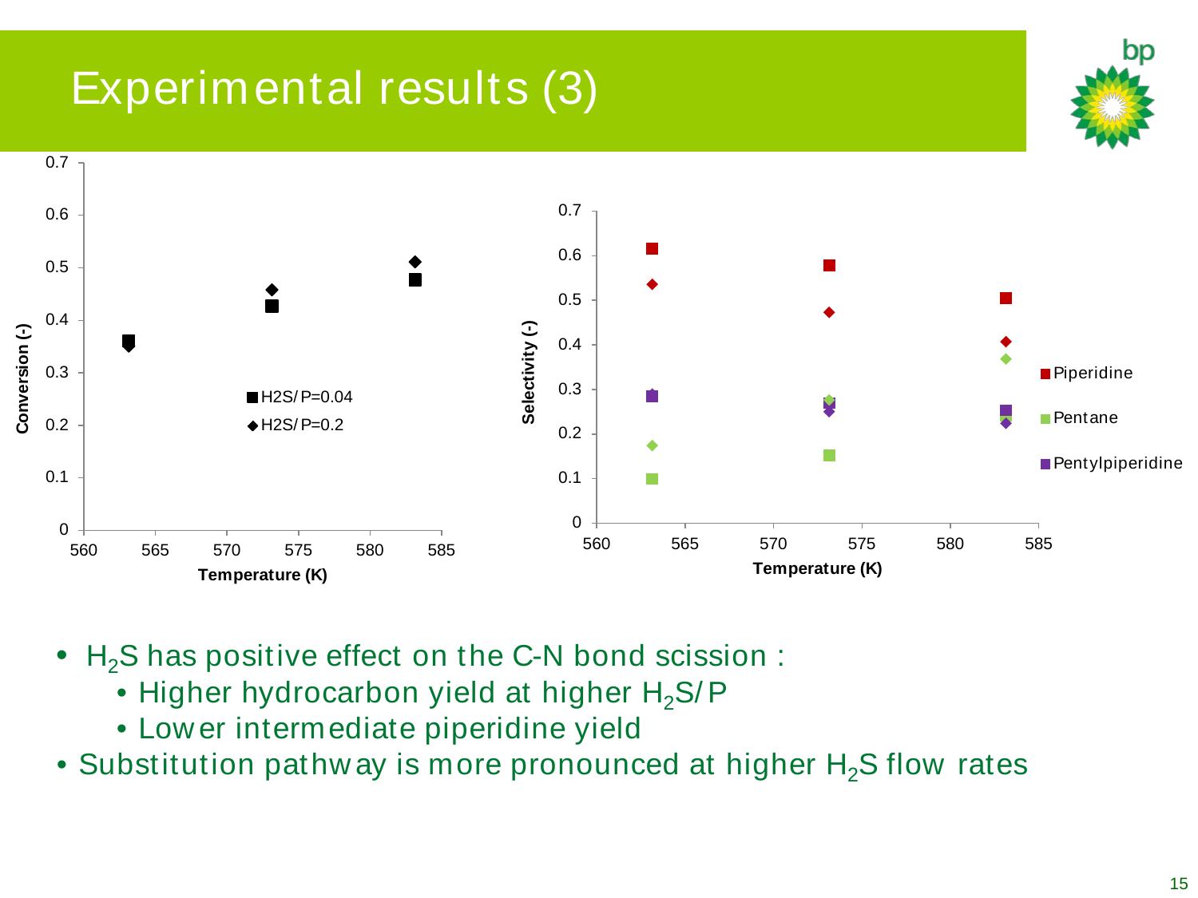# Experimental results (3)

- $H_2S$ has positive effect on the C-N bond scission :
  - Higher hydrocarbon yield at higher $H_2S/P$
  - Lower intermediate piperidine yield
- Substitution pathway is more pronounced at higher $H_2S$ flow rates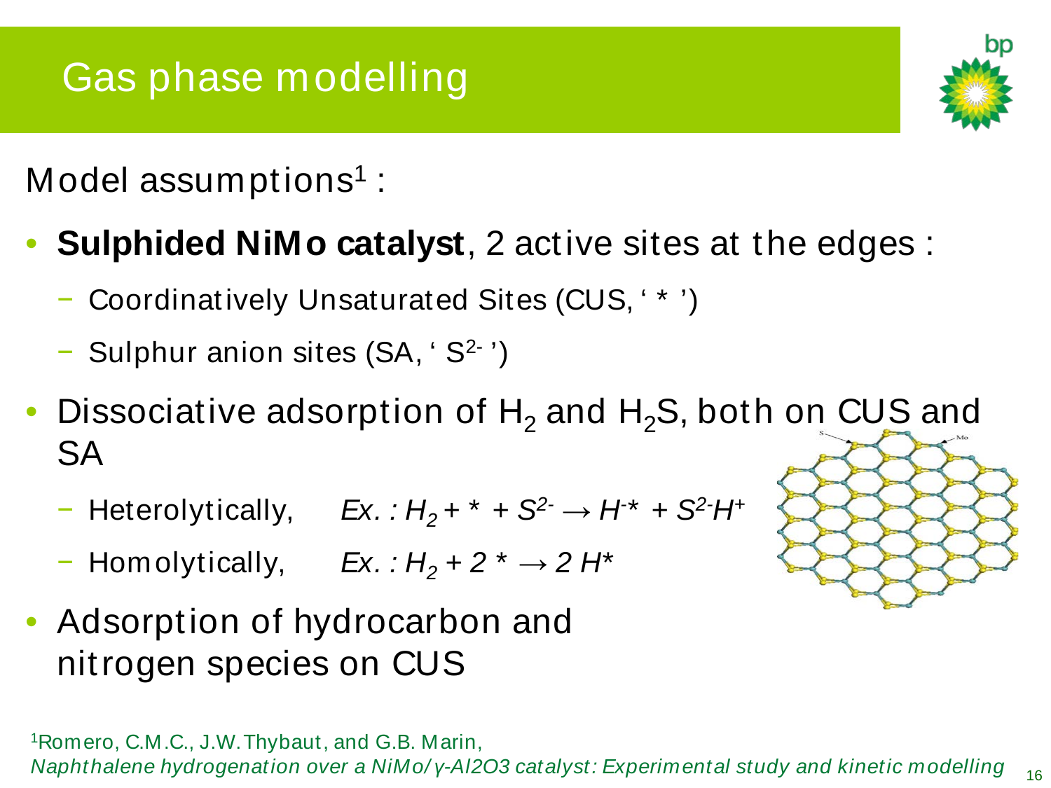# Gas phase modelling

Model assumptions[1] :

- **Sulphided NiMo catalyst**, 2 active sites at the edges :
  - Coordinatively Unsaturated Sites (CUS, ' * ')
  - Sulphur anion sites (SA, ' $S^{2-}$ ')
- Dissociative adsorption of $H_2$ and $H_2S$, both on CUS and SA
  - Heterolytically, *Ex. :* $H_2 + * + S^{2-} \rightarrow H^{-}* + S^{2-}H^{+}$
  - Homolytically, *Ex. :* $H_2 + 2 * \rightarrow 2\,H*$
- Adsorption of hydrocarbon and nitrogen species on CUS

[1]Romero, C.M.C., J.W.Thybaut, and G.B. Marin, *Naphthalene hydrogenation over a NiMo/γ-Al2O3 catalyst: Experimental study and kinetic modelling*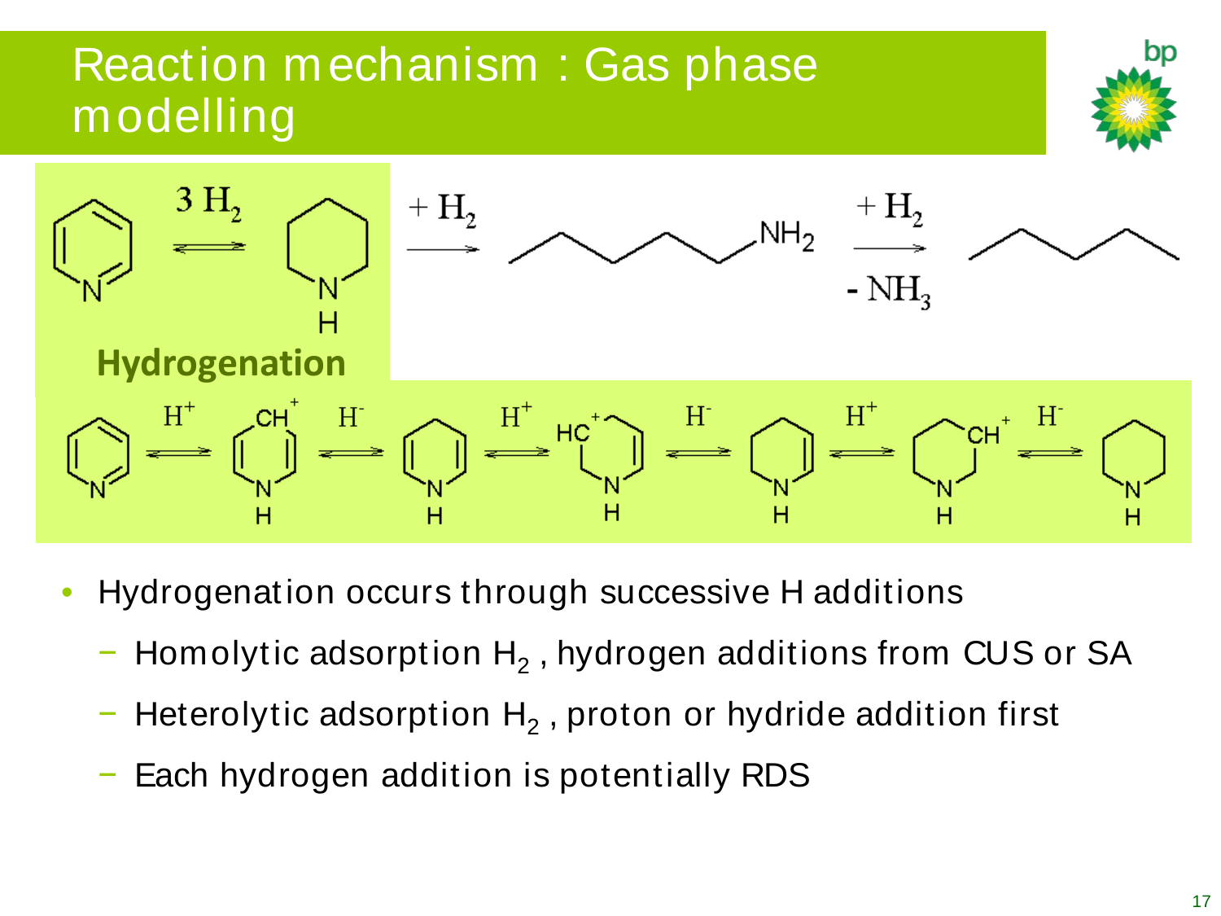# Reaction mechanism : Gas phase modelling

**Hydrogenation**

- Hydrogenation occurs through successive H additions
  - Homolytic adsorption $H_2$ , hydrogen additions from CUS or SA
  - Heterolytic adsorption $H_2$ , proton or hydride addition first
  - Each hydrogen addition is potentially RDS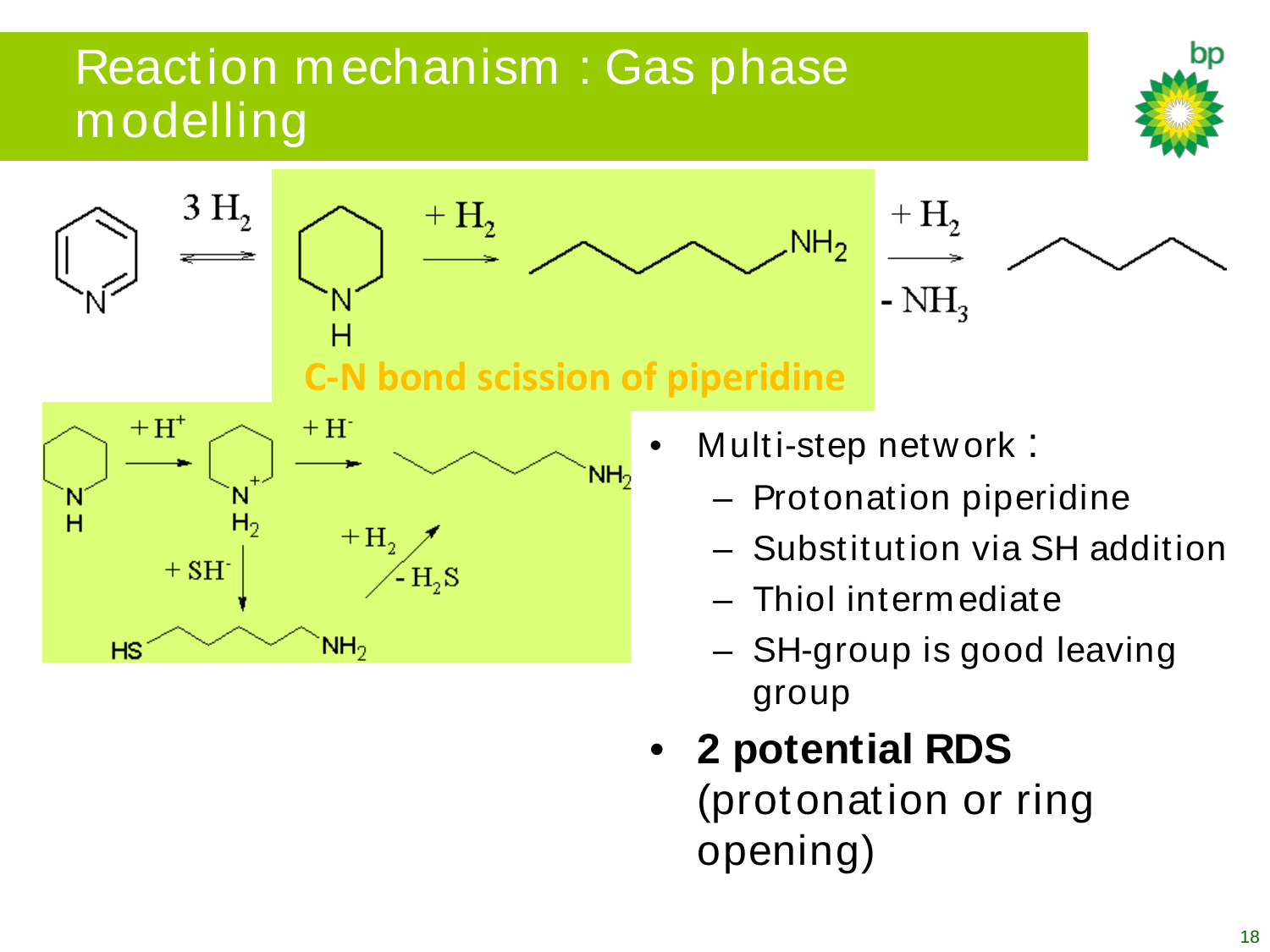# Reaction mechanism : Gas phase modelling

C-N bond scission of piperidine

- Multi-step network :
  - Protonation piperidine
  - Substitution via SH addition
  - Thiol intermediate
  - SH-group is good leaving group
- **2 potential RDS** (protonation or ring opening)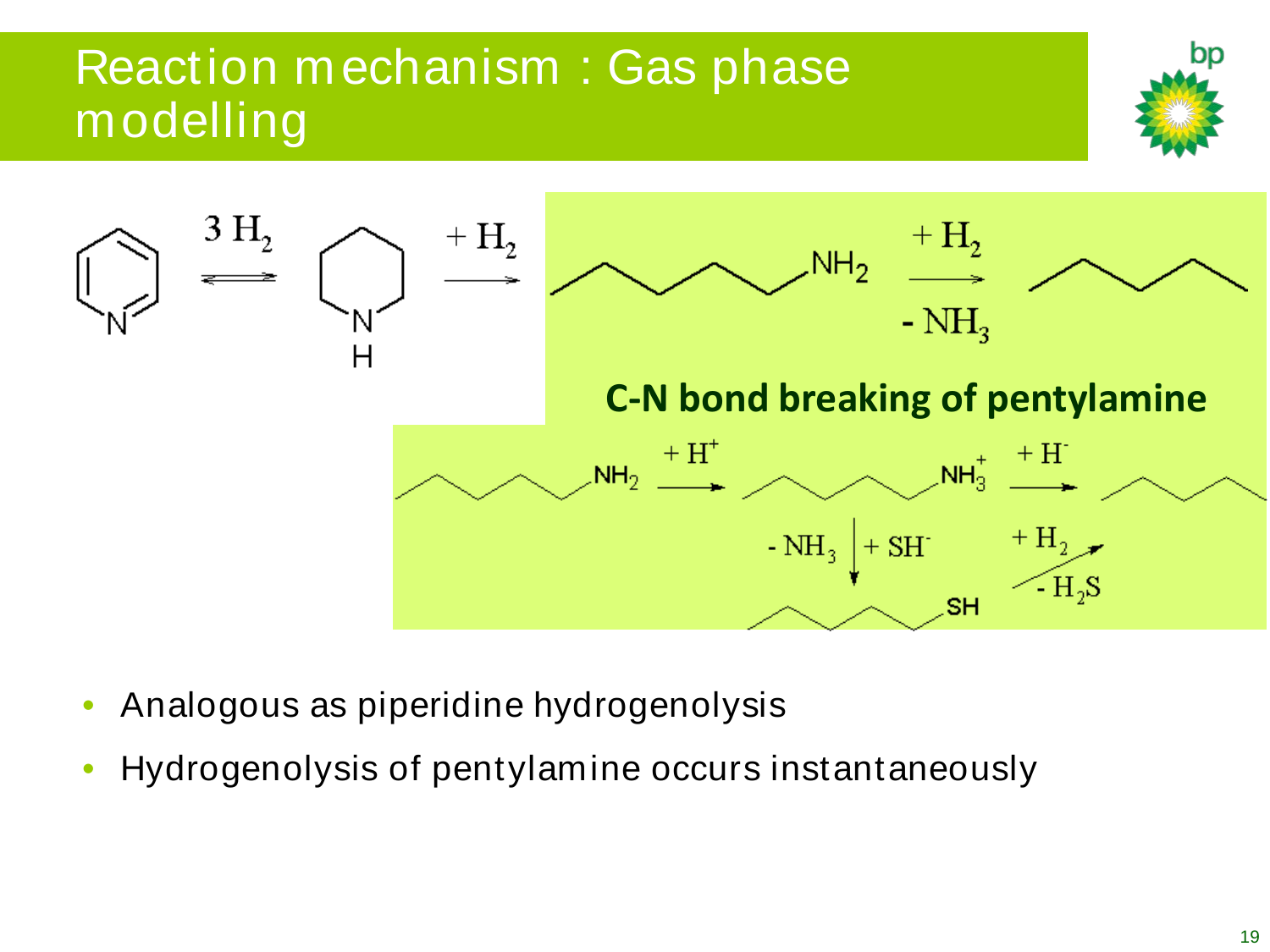# Reaction mechanism : Gas phase modelling

$3\,H_2$ (pyridine ⇌ piperidine) ; $+ H_2$ → pentylamine ($NH_2$) ; $+ H_2$, $- NH_3$ → pentane

**C-N bond breaking of pentylamine**

$NH_2$ $\xrightarrow{+H^+}$ $NH_3^+$ $\xrightarrow{+H^-}$ ; $- NH_3$ $+ SH^-$ → SH ; $+ H_2$, $- H_2S$

- Analogous as piperidine hydrogenolysis
- Hydrogenolysis of pentylamine occurs instantaneously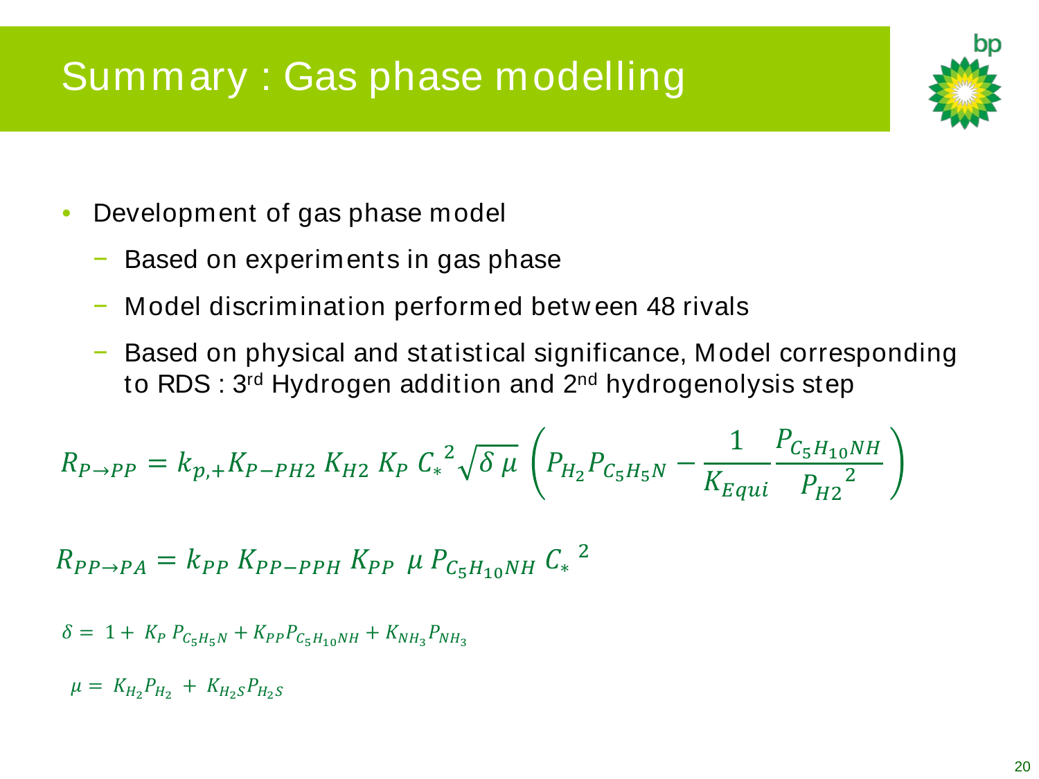# Summary : Gas phase modelling

- Development of gas phase model
  - Based on experiments in gas phase
  - Model discrimination performed between 48 rivals
  - Based on physical and statistical significance, Model corresponding to RDS : 3rd Hydrogen addition and 2nd hydrogenolysis step

$$R_{P \rightarrow PP} = k_{p,+} K_{P-PH2} \, K_{H2} \, K_P \, {C_*}^2 \sqrt{\delta \, \mu} \left( P_{H_2} P_{C_5H_5N} - \frac{1}{K_{Equi}} \frac{P_{C_5H_{10}NH}}{{P_{H2}}^2} \right)$$

$$R_{PP \rightarrow PA} = k_{PP} \, K_{PP-PPH} \, K_{PP} \; \mu \, P_{C_5H_{10}NH} \, {C_*}^2$$

$$\delta = 1 + K_P \, P_{C_5H_5N} + K_{PP} P_{C_5H_{10}NH} + K_{NH_3} P_{NH_3}$$

$$\mu = K_{H_2} P_{H_2} + K_{H_2S} P_{H_2S}$$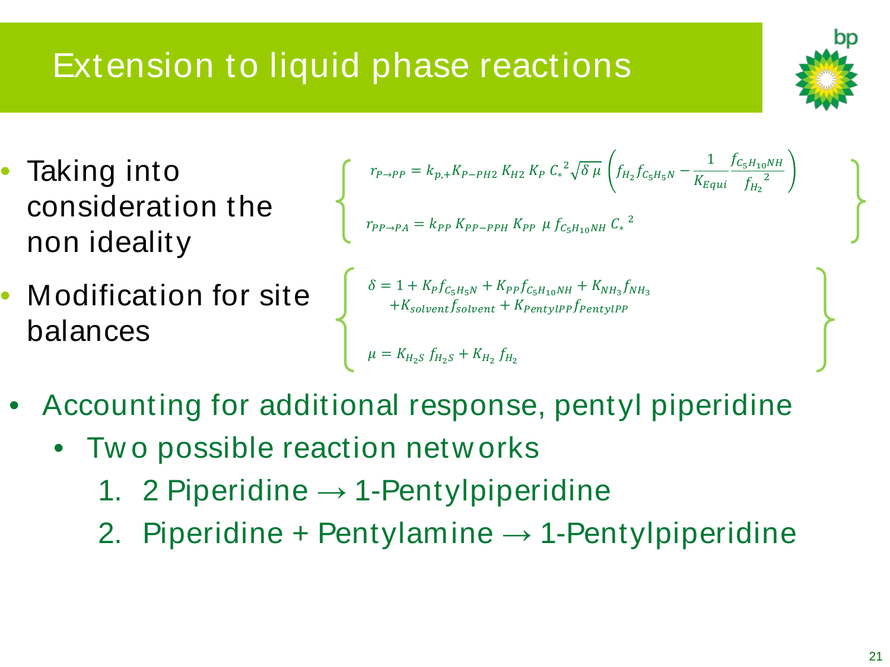# Extension to liquid phase reactions

- Taking into consideration the non ideality

$$
\left\{
\begin{aligned}
r_{P\rightarrow PP} &= k_{p,+} K_{P-PH2}\, K_{H2}\, K_P\, C_*^{\,2} \sqrt{\delta\, \mu} \left( f_{H_2} f_{C_5H_5N} - \frac{1}{K_{Equi}} \frac{f_{C_5H_{10}NH}}{f_{H_2}^{\;2}} \right) \\
r_{PP\rightarrow PA} &= k_{PP}\, K_{PP-PPH}\, K_{PP}\, \mu\, f_{C_5H_{10}NH}\, C_*^{\,2}
\end{aligned}
\right\}
$$

- Modification for site balances

$$
\left\{
\begin{aligned}
\delta &= 1 + K_P f_{C_5H_5N} + K_{PP} f_{C_5H_{10}NH} + K_{NH_3} f_{NH_3} \\
&\quad + K_{solvent} f_{solvent} + K_{PentylPP} f_{PentylPP} \\
\mu &= K_{H_2S}\, f_{H_2S} + K_{H_2}\, f_{H_2}
\end{aligned}
\right\}
$$

- Accounting for additional response, pentyl piperidine
  - Two possible reaction networks
    1. 2 Piperidine $\rightarrow$ 1-Pentylpiperidine
    2. Piperidine + Pentylamine $\rightarrow$ 1-Pentylpiperidine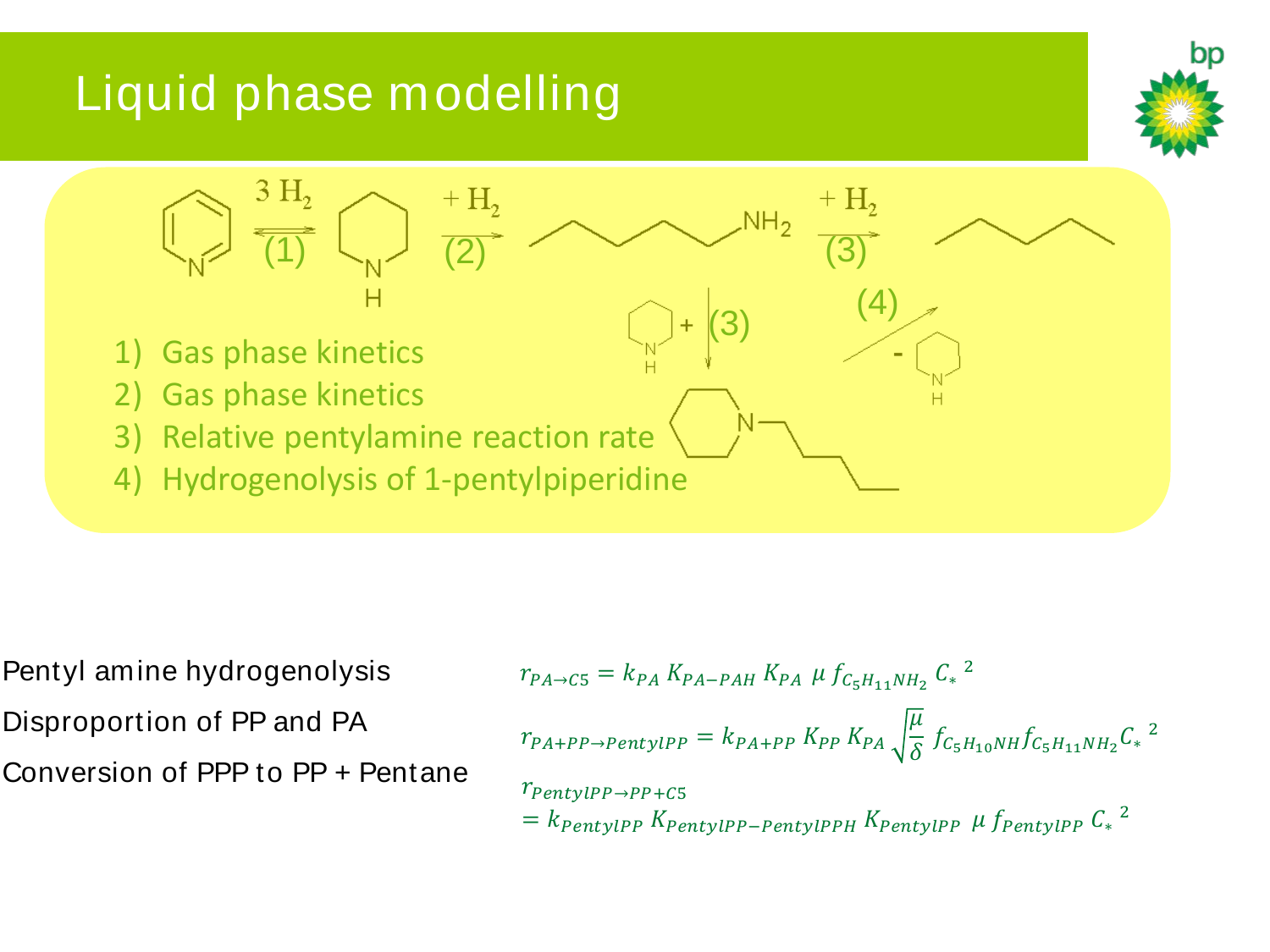# Liquid phase modelling

(1) $3\,H_2$ (2) $+H_2$ (3) $+H_2$ NH2 (3) + (4) -

1) Gas phase kinetics
2) Gas phase kinetics
3) Relative pentylamine reaction rate
4) Hydrogenolysis of 1-pentylpiperidine

Pentyl amine hydrogenolysis

$$r_{PA \rightarrow C5} = k_{PA}\, K_{PA-PAH}\, K_{PA}\, \mu\, f_{C_5H_{11}NH_2}\, C_*^{\;2}$$

Disproportion of PP and PA

$$r_{PA+PP \rightarrow PentylPP} = k_{PA+PP}\, K_{PP}\, K_{PA} \sqrt{\frac{\mu}{\delta}}\, f_{C_5H_{10}NH} f_{C_5H_{11}NH_2} C_*^{\;2}$$

Conversion of PPP to PP + Pentane

$$r_{PentylPP \rightarrow PP+C5} = k_{PentylPP}\, K_{PentylPP-PentylPPH}\, K_{PentylPP}\, \mu\, f_{PentylPP}\, C_*^{\;2}$$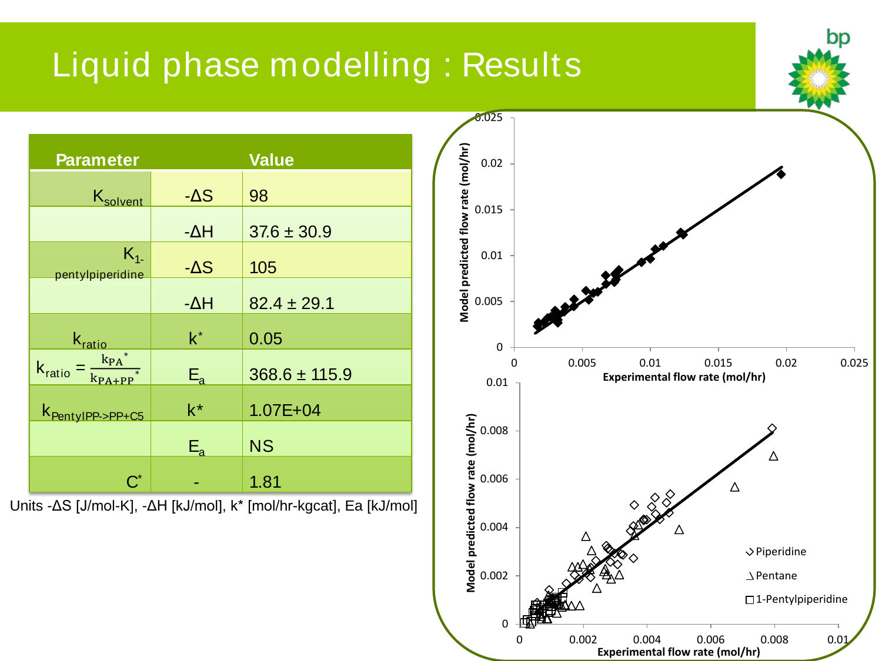# Liquid phase modelling : Results

| Parameter | | Value |
|---|---|---|
| $K_{solvent}$ | $-\Delta S$ | 98 |
| | $-\Delta H$ | 37.6 ± 30.9 |
| $K_{1\text{-}pentylpiperidine}$ | $-\Delta S$ | 105 |
| | $-\Delta H$ | 82.4 ± 29.1 |
| $k_{ratio}$ | $k^*$ | 0.05 |
| $k_{ratio} = \frac{k_{PA}^*}{k_{PA+PP}^*}$ | $E_a$ | 368.6 ± 115.9 |
| $k_{PentylPP \to PP+C5}$ | $k^*$ | 1.07E+04 |
| | $E_a$ | NS |
| $C^*$ | - | 1.81 |

Units $-\Delta S$ [J/mol-K], $-\Delta H$ [kJ/mol], k* [mol/hr-kgcat], Ea [kJ/mol]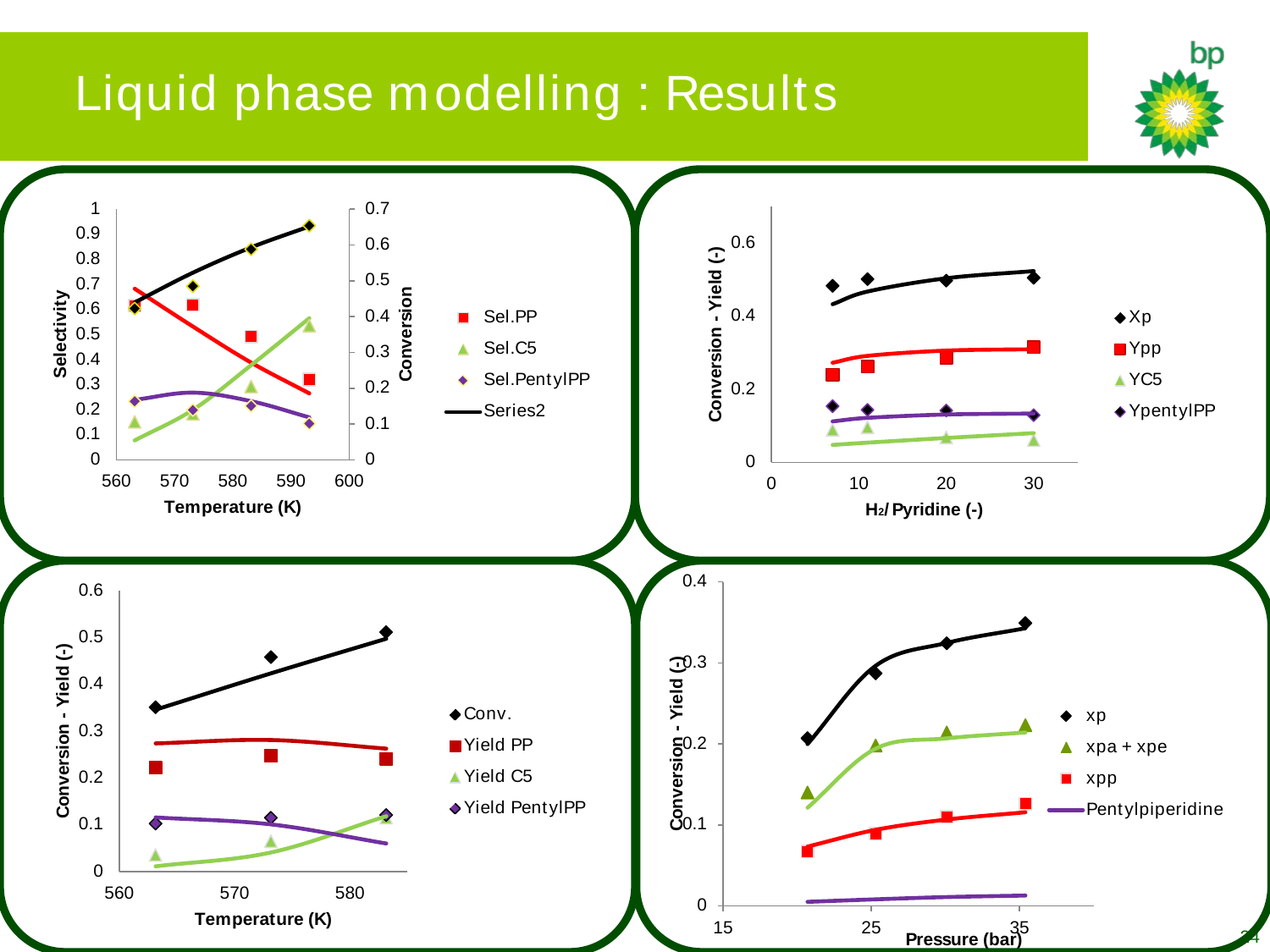# Liquid phase modelling : Results

Selectivity / Conversion vs Temperature (K)

- Sel.PP
- Sel.C5
- Sel.PentylPP
- Series2

Conversion - Yield (-) vs $H_2$/ Pyridine (-)

- Xp
- Ypp
- YC5
- YpentylPP

Conversion - Yield (-) vs Temperature (K)

- Conv.
- Yield PP
- Yield C5
- Yield PentyIPP

Conversion - Yield (-) vs Pressure (bar)

- xp
- xpa + xpe
- xpp
- Pentylpiperidine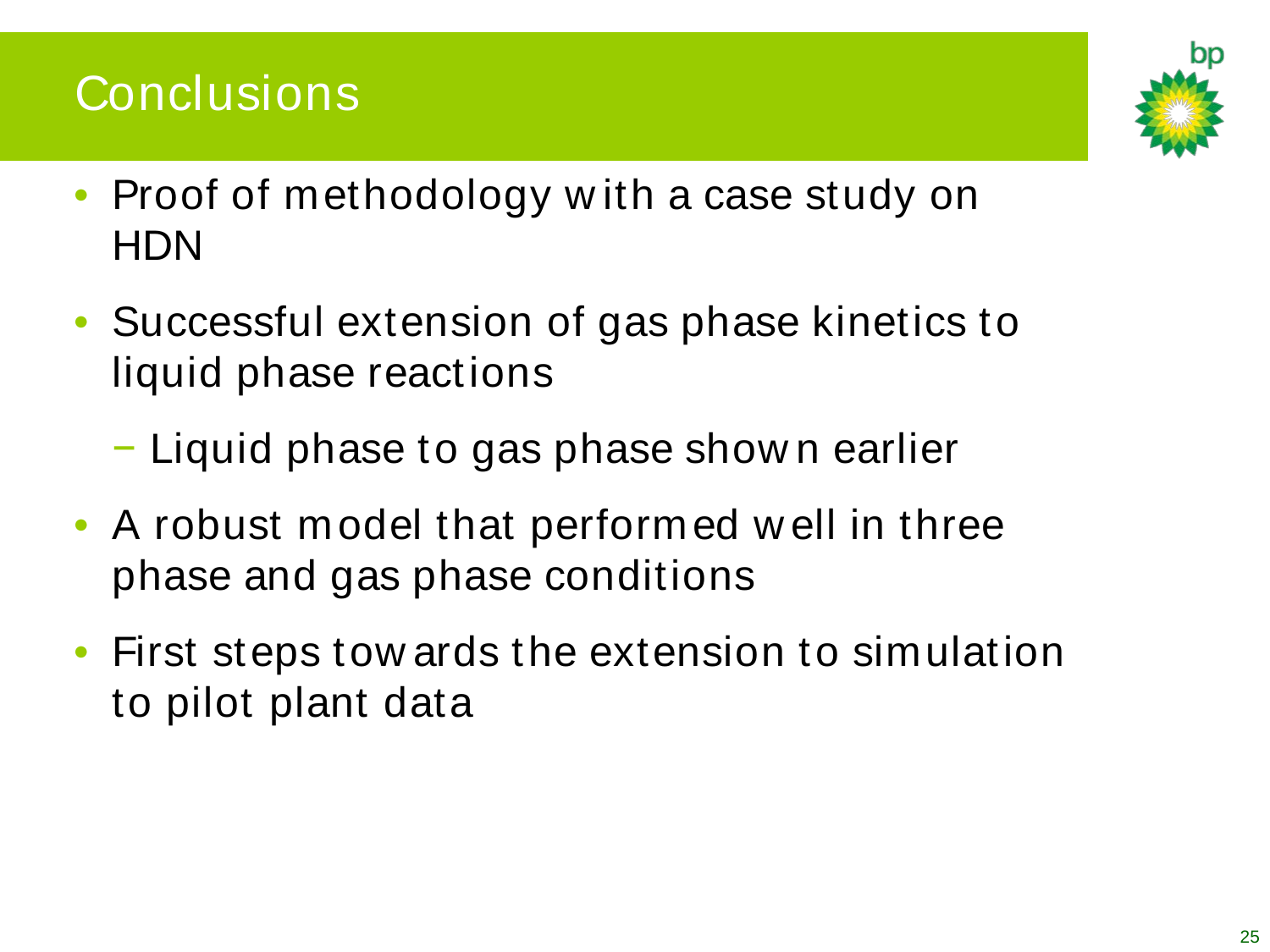# Conclusions

- Proof of methodology with a case study on HDN
- Successful extension of gas phase kinetics to liquid phase reactions
  - Liquid phase to gas phase shown earlier
- A robust model that performed well in three phase and gas phase conditions
- First steps towards the extension to simulation to pilot plant data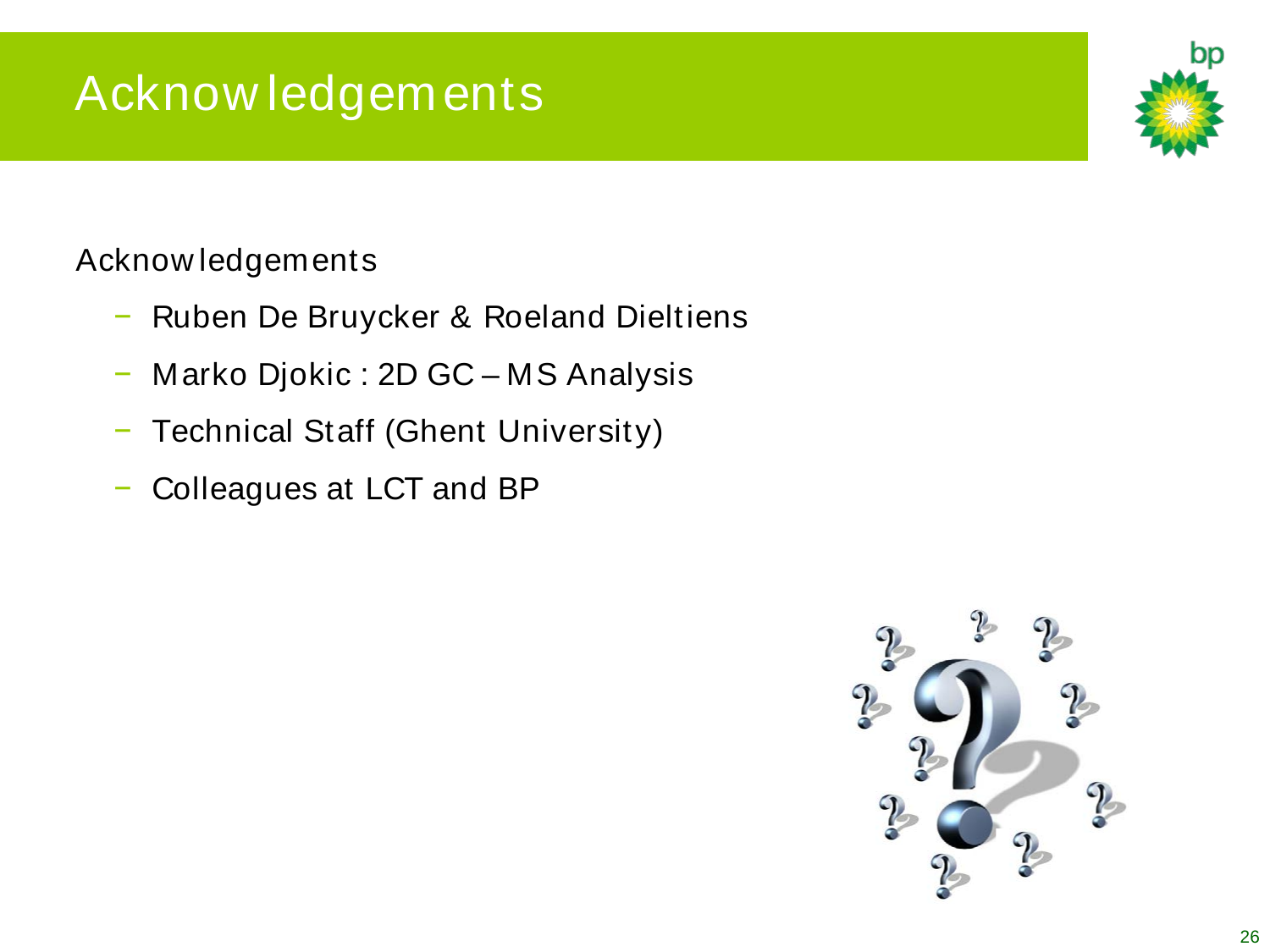# Acknowledgements

Acknowledgements

- Ruben De Bruycker & Roeland Dieltiens
- Marko Djokic : 2D GC – MS Analysis
- Technical Staff (Ghent University)
- Colleagues at LCT and BP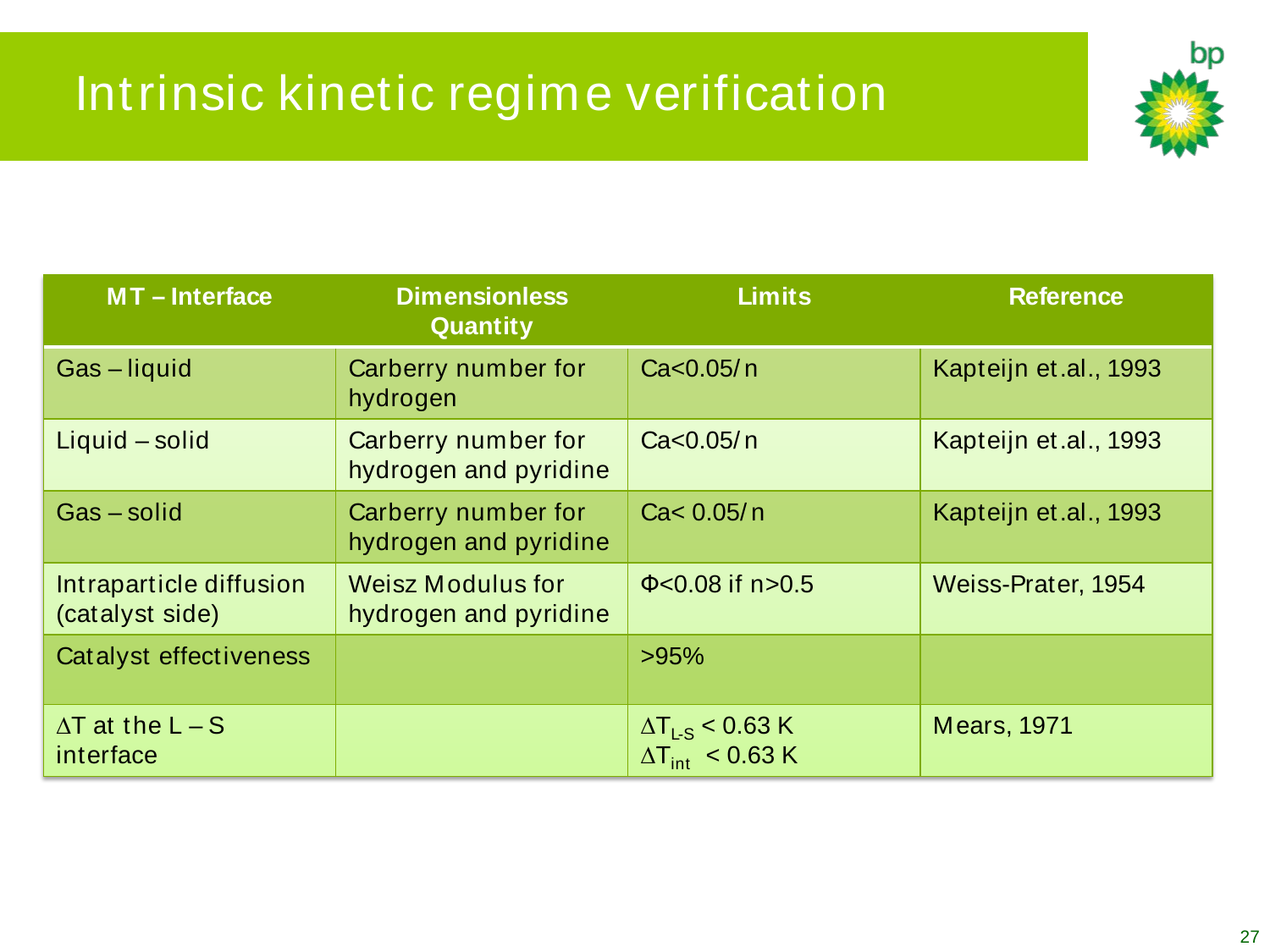# Intrinsic kinetic regime verification

| MT – Interface | Dimensionless Quantity | Limits | Reference |
|---|---|---|---|
| Gas – liquid | Carberry number for hydrogen | $Ca<0.05/n$ | Kapteijn et.al., 1993 |
| Liquid – solid | Carberry number for hydrogen and pyridine | $Ca<0.05/n$ | Kapteijn et.al., 1993 |
| Gas – solid | Carberry number for hydrogen and pyridine | $Ca< 0.05/n$ | Kapteijn et.al., 1993 |
| Intraparticle diffusion (catalyst side) | Weisz Modulus for hydrogen and pyridine | $\Phi<0.08$ if $n>0.5$ | Weiss-Prater, 1954 |
| Catalyst effectiveness | | >95% | |
| $\Delta T$ at the L – S interface | | $\Delta T_{L\text{-}S} < 0.63$ K<br>$\Delta T_{int} < 0.63$ K | Mears, 1971 |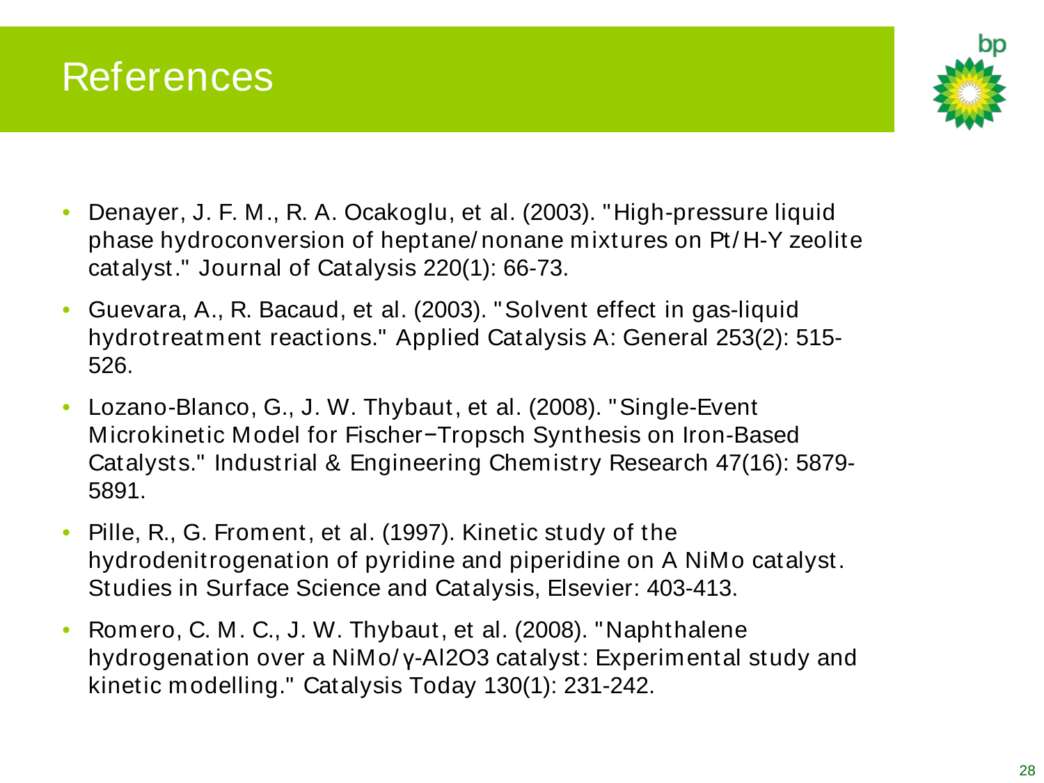# References

- Denayer, J. F. M., R. A. Ocakoglu, et al. (2003). "High-pressure liquid phase hydroconversion of heptane/nonane mixtures on Pt/H-Y zeolite catalyst." Journal of Catalysis 220(1): 66-73.
- Guevara, A., R. Bacaud, et al. (2003). "Solvent effect in gas-liquid hydrotreatment reactions." Applied Catalysis A: General 253(2): 515-526.
- Lozano-Blanco, G., J. W. Thybaut, et al. (2008). "Single-Event Microkinetic Model for Fischer−Tropsch Synthesis on Iron-Based Catalysts." Industrial & Engineering Chemistry Research 47(16): 5879-5891.
- Pille, R., G. Froment, et al. (1997). Kinetic study of the hydrodenitrogenation of pyridine and piperidine on A NiMo catalyst. Studies in Surface Science and Catalysis, Elsevier: 403-413.
- Romero, C. M. C., J. W. Thybaut, et al. (2008). "Naphthalene hydrogenation over a NiMo/γ-$Al_2O_3$ catalyst: Experimental study and kinetic modelling." Catalysis Today 130(1): 231-242.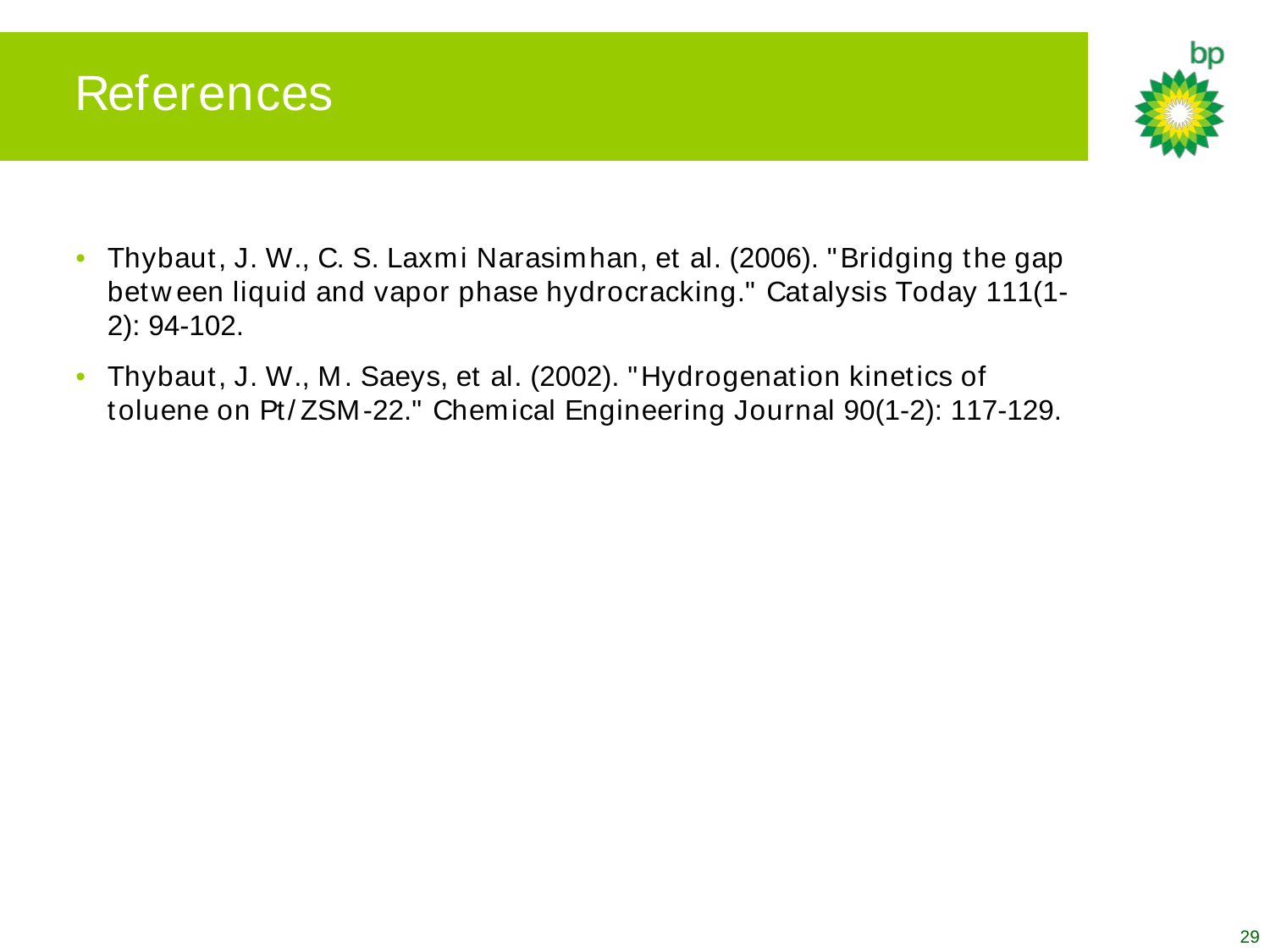# References

- Thybaut, J. W., C. S. Laxmi Narasimhan, et al. (2006). "Bridging the gap between liquid and vapor phase hydrocracking." Catalysis Today 111(1-2): 94-102.
- Thybaut, J. W., M. Saeys, et al. (2002). "Hydrogenation kinetics of toluene on Pt/ZSM-22." Chemical Engineering Journal 90(1-2): 117-129.